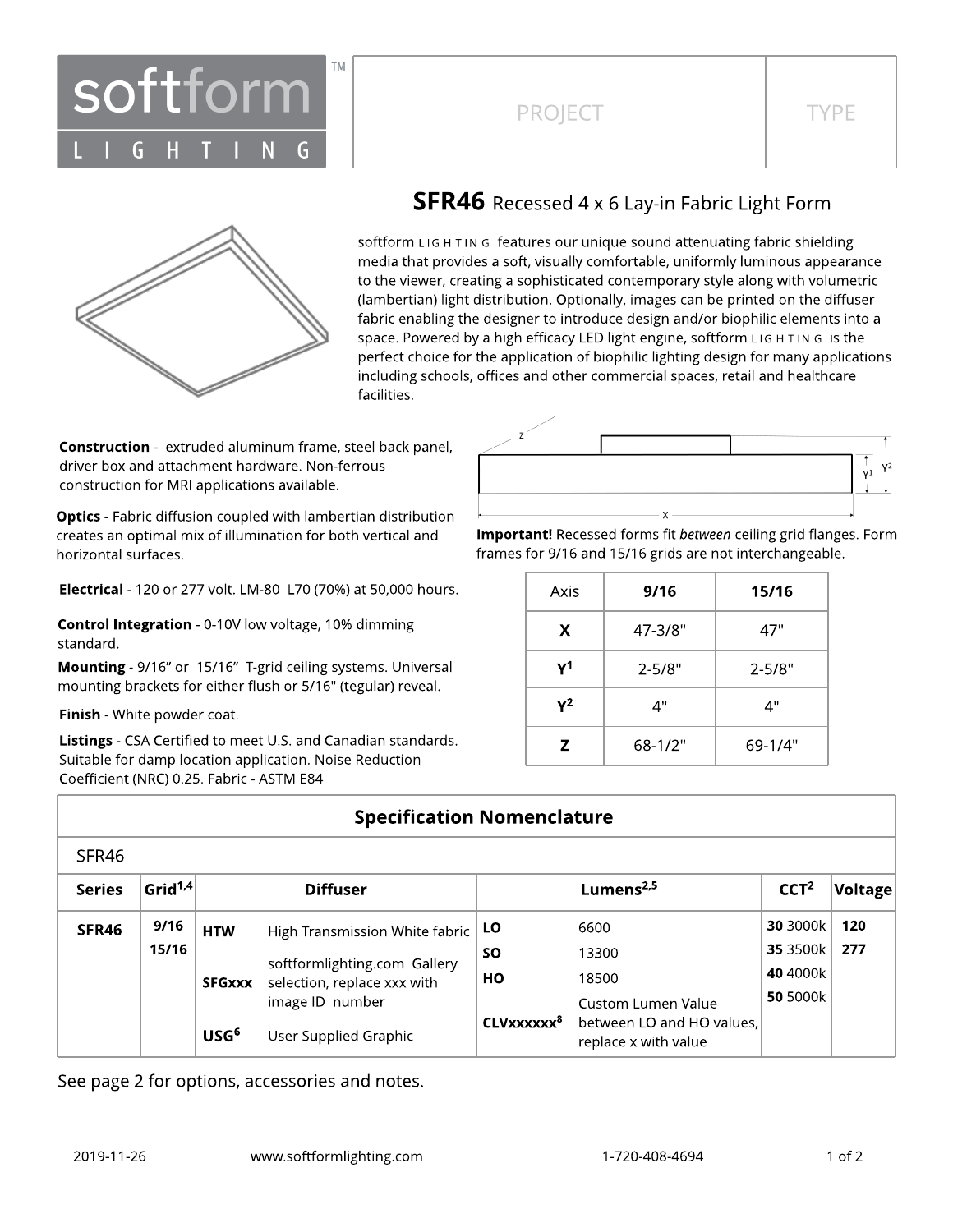softform LIGHTING™

| PROJECT | TYPE |
|---|---|
| | |

# SFR46 Recessed 4 x 6 Lay-in Fabric Light Form

softform LIGHTING features our unique sound attenuating fabric shielding media that provides a soft, visually comfortable, uniformly luminous appearance to the viewer, creating a sophisticated contemporary style along with volumetric (lambertian) light distribution. Optionally, images can be printed on the diffuser fabric enabling the designer to introduce design and/or biophilic elements into a space. Powered by a high efficacy LED light engine, softform LIGHTING is the perfect choice for the application of biophilic lighting design for many applications including schools, offices and other commercial spaces, retail and healthcare facilities.

**Construction** - extruded aluminum frame, steel back panel, driver box and attachment hardware. Non-ferrous construction for MRI applications available.

**Optics** - Fabric diffusion coupled with lambertian distribution creates an optimal mix of illumination for both vertical and horizontal surfaces.

**Electrical** - 120 or 277 volt. LM-80 L70 (70%) at 50,000 hours.

**Control Integration** - 0-10V low voltage, 10% dimming standard.

**Mounting** - 9/16" or 15/16" T-grid ceiling systems. Universal mounting brackets for either flush or 5/16" (tegular) reveal.

**Finish** - White powder coat.

**Listings** - CSA Certified to meet U.S. and Canadian standards. Suitable for damp location application. Noise Reduction Coefficient (NRC) 0.25. Fabric - ASTM E84

**Important!** Recessed forms fit *between* ceiling grid flanges. Form frames for 9/16 and 15/16 grids are not interchangeable.

| Axis | 9/16 | 15/16 |
|---|---|---|
| X | 47-3/8" | 47" |
| $Y^1$ | 2-5/8" | 2-5/8" |
| $Y^2$ | 4" | 4" |
| Z | 68-1/2" | 69-1/4" |

## Specification Nomenclature

SFR46

| Series | Grid[1,4] | Diffuser | | Lumens[2,5] | | CCT[2] | Voltage |
|---|---|---|---|---|---|---|---|
| SFR46 | 9/16 | HTW | High Transmission White fabric | LO | 6600 | 30 3000k | 120 |
| | 15/16 | SFGxxx | softformlighting.com Gallery selection, replace xxx with image ID number | SO | 13300 | 35 3500k | 277 |
| | | USG[6] | User Supplied Graphic | HO | 18500 | 40 4000k | |
| | | | | CLVxxxxxx[8] | Custom Lumen Value between LO and HO values, replace x with value | 50 5000k | |

See page 2 for options, accessories and notes.

2019-11-26 www.softformlighting.com 1-720-408-4694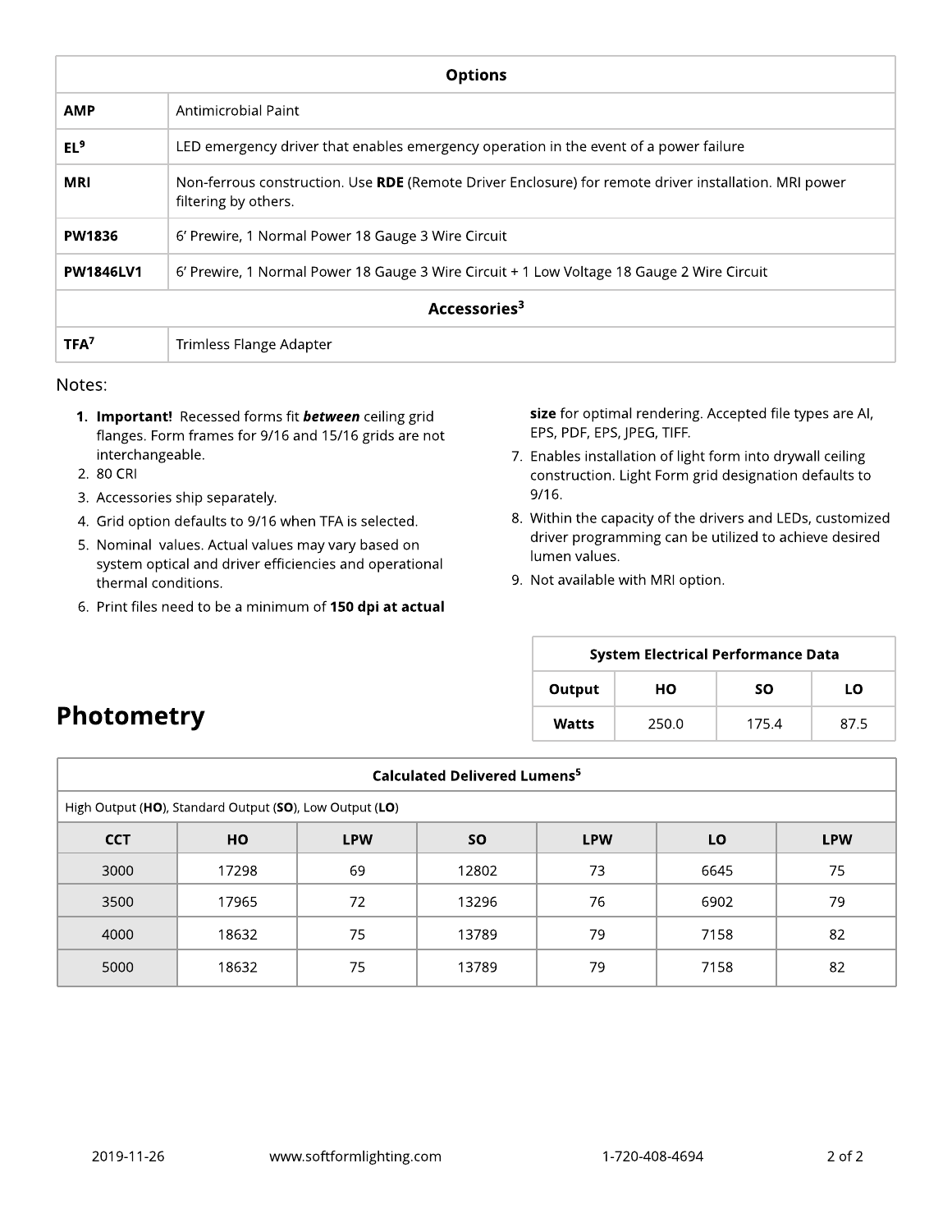| Options | |
|---|---|
| **AMP** | Antimicrobial Paint |
| **EL**[9] | LED emergency driver that enables emergency operation in the event of a power failure |
| **MRI** | Non-ferrous construction. Use **RDE** (Remote Driver Enclosure) for remote driver installation. MRI power filtering by others. |
| **PW1836** | 6' Prewire, 1 Normal Power 18 Gauge 3 Wire Circuit |
| **PW1846LV1** | 6' Prewire, 1 Normal Power 18 Gauge 3 Wire Circuit + 1 Low Voltage 18 Gauge 2 Wire Circuit |
| **Accessories**[3] | |
| **TFA**[7] | Trimless Flange Adapter |

Notes:

1. **Important!** Recessed forms fit ***between*** ceiling grid flanges. Form frames for 9/16 and 15/16 grids are not interchangeable.
2. 80 CRI
3. Accessories ship separately.
4. Grid option defaults to 9/16 when TFA is selected.
5. Nominal values. Actual values may vary based on system optical and driver efficiencies and operational thermal conditions.
6. Print files need to be a minimum of **150 dpi at actual size** for optimal rendering. Accepted file types are AI, EPS, PDF, EPS, JPEG, TIFF.
7. Enables installation of light form into drywall ceiling construction. Light Form grid designation defaults to 9/16.
8. Within the capacity of the drivers and LEDs, customized driver programming can be utilized to achieve desired lumen values.
9. Not available with MRI option.

## Photometry

| System Electrical Performance Data | | | |
|---|---|---|---|
| **Output** | **HO** | **SO** | **LO** |
| **Watts** | 250.0 | 175.4 | 87.5 |

| Calculated Delivered Lumens[5] | | | | | | |
|---|---|---|---|---|---|---|
| High Output (**HO**), Standard Output (**SO**), Low Output (**LO**) | | | | | | |
| **CCT** | **HO** | **LPW** | **SO** | **LPW** | **LO** | **LPW** |
| 3000 | 17298 | 69 | 12802 | 73 | 6645 | 75 |
| 3500 | 17965 | 72 | 13296 | 76 | 6902 | 79 |
| 4000 | 18632 | 75 | 13789 | 79 | 7158 | 82 |
| 5000 | 18632 | 75 | 13789 | 79 | 7158 | 82 |

2019-11-26 www.softformlighting.com 1-720-408-4694